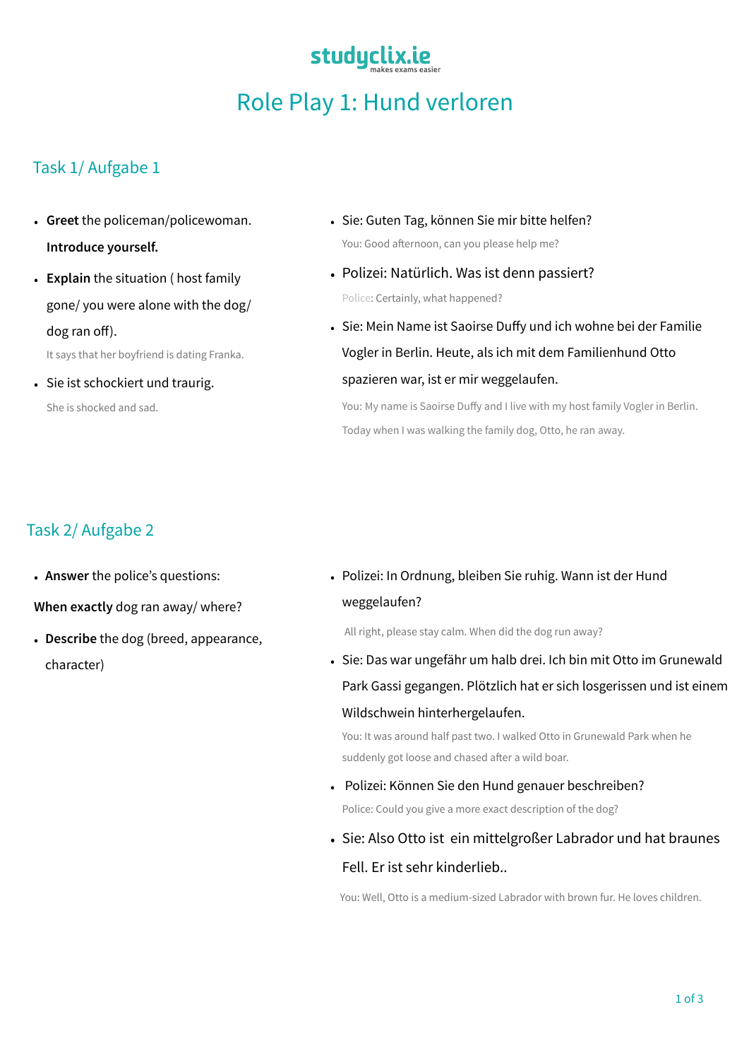# Role Play 1: Hund verloren

## Task 1/ Aufgabe 1

- **Greet** the policeman/policewoman. **Introduce yourself.**
- **Explain** the situation ( host family gone/ you were alone with the dog/ dog ran off).

  It says that her boyfriend is dating Franka.

- Sie ist schockiert und traurig.

  She is shocked and sad.

- Sie: Guten Tag, können Sie mir bitte helfen?

  You: Good afternoon, can you please help me?

- Polizei: Natürlich. Was ist denn passiert?

  Police: Certainly, what happened?

- Sie: Mein Name ist Saoirse Duffy und ich wohne bei der Familie Vogler in Berlin. Heute, als ich mit dem Familienhund Otto spazieren war, ist er mir weggelaufen.

  You: My name is Saoirse Duffy and I live with my host family Vogler in Berlin. Today when I was walking the family dog, Otto, he ran away.

## Task 2/ Aufgabe 2

- **Answer** the police's questions:

**When exactly** dog ran away/ where?

- **Describe** the dog (breed, appearance, character)

- Polizei: In Ordnung, bleiben Sie ruhig. Wann ist der Hund weggelaufen?

  All right, please stay calm. When did the dog run away?

- Sie: Das war ungefähr um halb drei. Ich bin mit Otto im Grunewald Park Gassi gegangen. Plötzlich hat er sich losgerissen und ist einem Wildschwein hinterhergelaufen.

  You: It was around half past two. I walked Otto in Grunewald Park when he suddenly got loose and chased after a wild boar.

- Polizei: Können Sie den Hund genauer beschreiben?

  Police: Could you give a more exact description of the dog?

- Sie: Also Otto ist ein mittelgroßer Labrador und hat braunes Fell. Er ist sehr kinderlieb..

  You: Well, Otto is a medium-sized Labrador with brown fur. He loves children.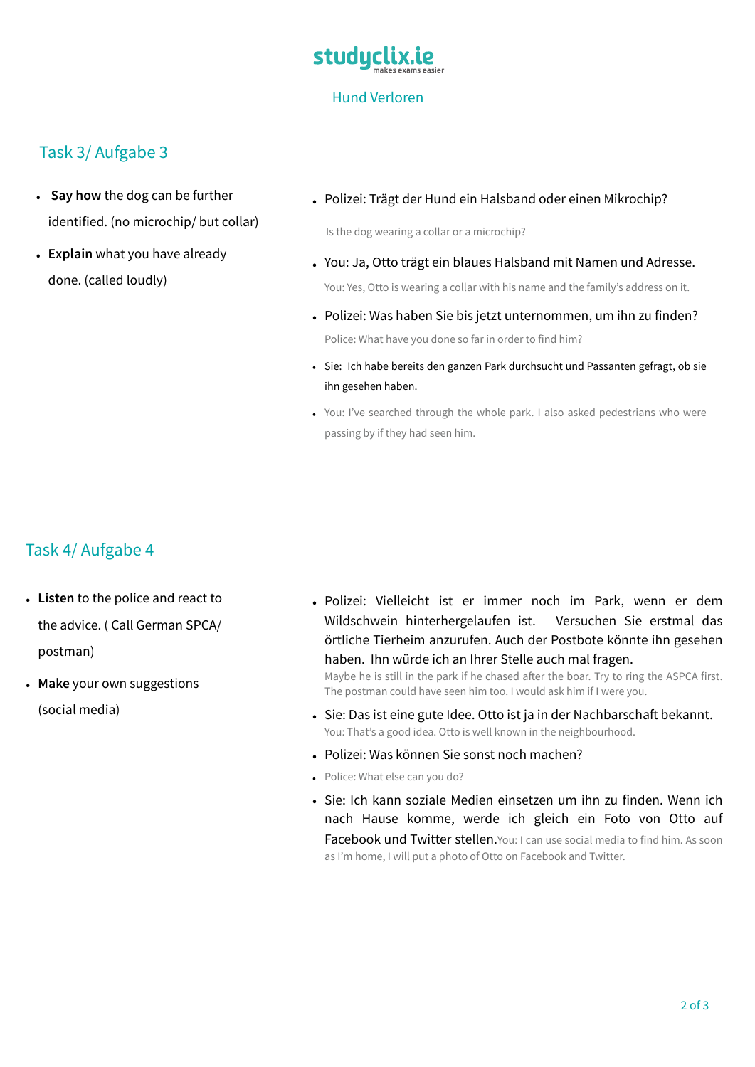Hund Verloren

## Task 3/ Aufgabe 3

- **Say how** the dog can be further identified. (no microchip/ but collar)
- **Explain** what you have already done. (called loudly)

- Polizei: Trägt der Hund ein Halsband oder einen Mikrochip?

  Is the dog wearing a collar or a microchip?

- You: Ja, Otto trägt ein blaues Halsband mit Namen und Adresse.

  You: Yes, Otto is wearing a collar with his name and the family's address on it.

- Polizei: Was haben Sie bis jetzt unternommen, um ihn zu finden?

  Police: What have you done so far in order to find him?

- Sie: Ich habe bereits den ganzen Park durchsucht und Passanten gefragt, ob sie ihn gesehen haben.
- You: I've searched through the whole park. I also asked pedestrians who were passing by if they had seen him.

## Task 4/ Aufgabe 4

- **Listen** to the police and react to the advice. ( Call German SPCA/ postman)
- **Make** your own suggestions (social media)

- Polizei: Vielleicht ist er immer noch im Park, wenn er dem Wildschwein hinterhergelaufen ist. Versuchen Sie erstmal das örtliche Tierheim anzurufen. Auch der Postbote könnte ihn gesehen haben. Ihn würde ich an Ihrer Stelle auch mal fragen.

  Maybe he is still in the park if he chased after the boar. Try to ring the ASPCA first. The postman could have seen him too. I would ask him if I were you.

- Sie: Das ist eine gute Idee. Otto ist ja in der Nachbarschaft bekannt.

  You: That's a good idea. Otto is well known in the neighbourhood.

- Polizei: Was können Sie sonst noch machen?
- Police: What else can you do?
- Sie: Ich kann soziale Medien einsetzen um ihn zu finden. Wenn ich nach Hause komme, werde ich gleich ein Foto von Otto auf Facebook und Twitter stellen. You: I can use social media to find him. As soon as I'm home, I will put a photo of Otto on Facebook and Twitter.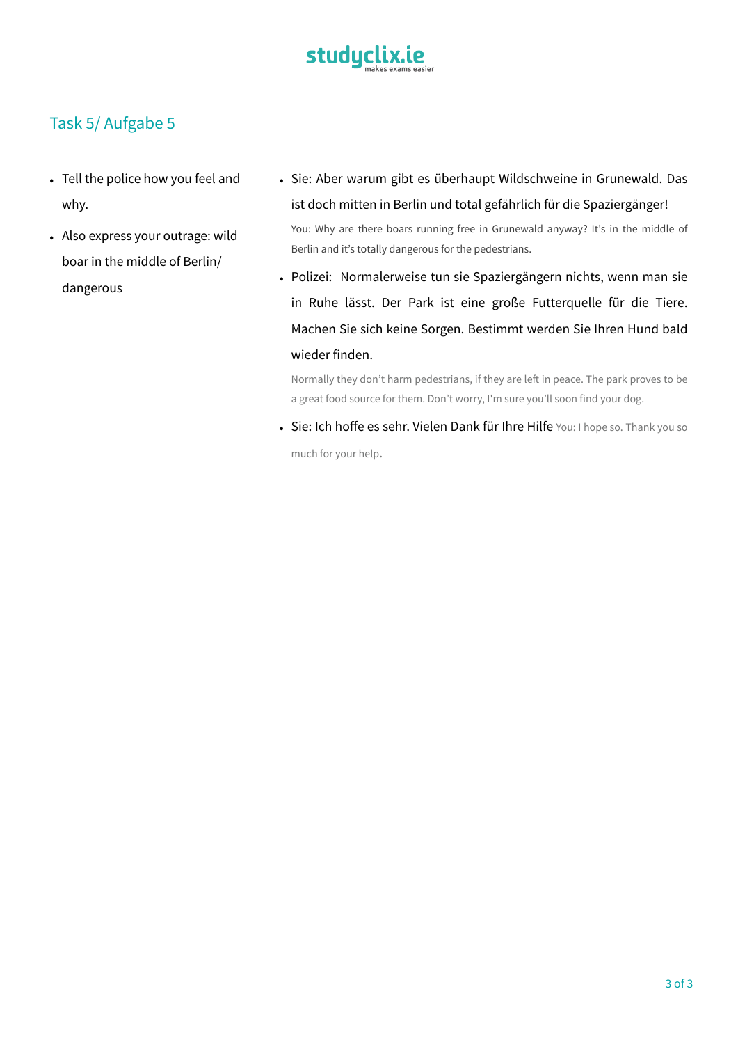## Task 5/ Aufgabe 5

- Tell the police how you feel and why.
- Also express your outrage: wild boar in the middle of Berlin/ dangerous

- Sie: Aber warum gibt es überhaupt Wildschweine in Grunewald. Das ist doch mitten in Berlin und total gefährlich für die Spaziergänger!

  You: Why are there boars running free in Grunewald anyway? It's in the middle of Berlin and it's totally dangerous for the pedestrians.

- Polizei: Normalerweise tun sie Spaziergängern nichts, wenn man sie in Ruhe lässt. Der Park ist eine große Futterquelle für die Tiere. Machen Sie sich keine Sorgen. Bestimmt werden Sie Ihren Hund bald wieder finden.

  Normally they don't harm pedestrians, if they are left in peace. The park proves to be a great food source for them. Don't worry, I'm sure you'll soon find your dog.

- Sie: Ich hoffe es sehr. Vielen Dank für Ihre Hilfe You: I hope so. Thank you so much for your help.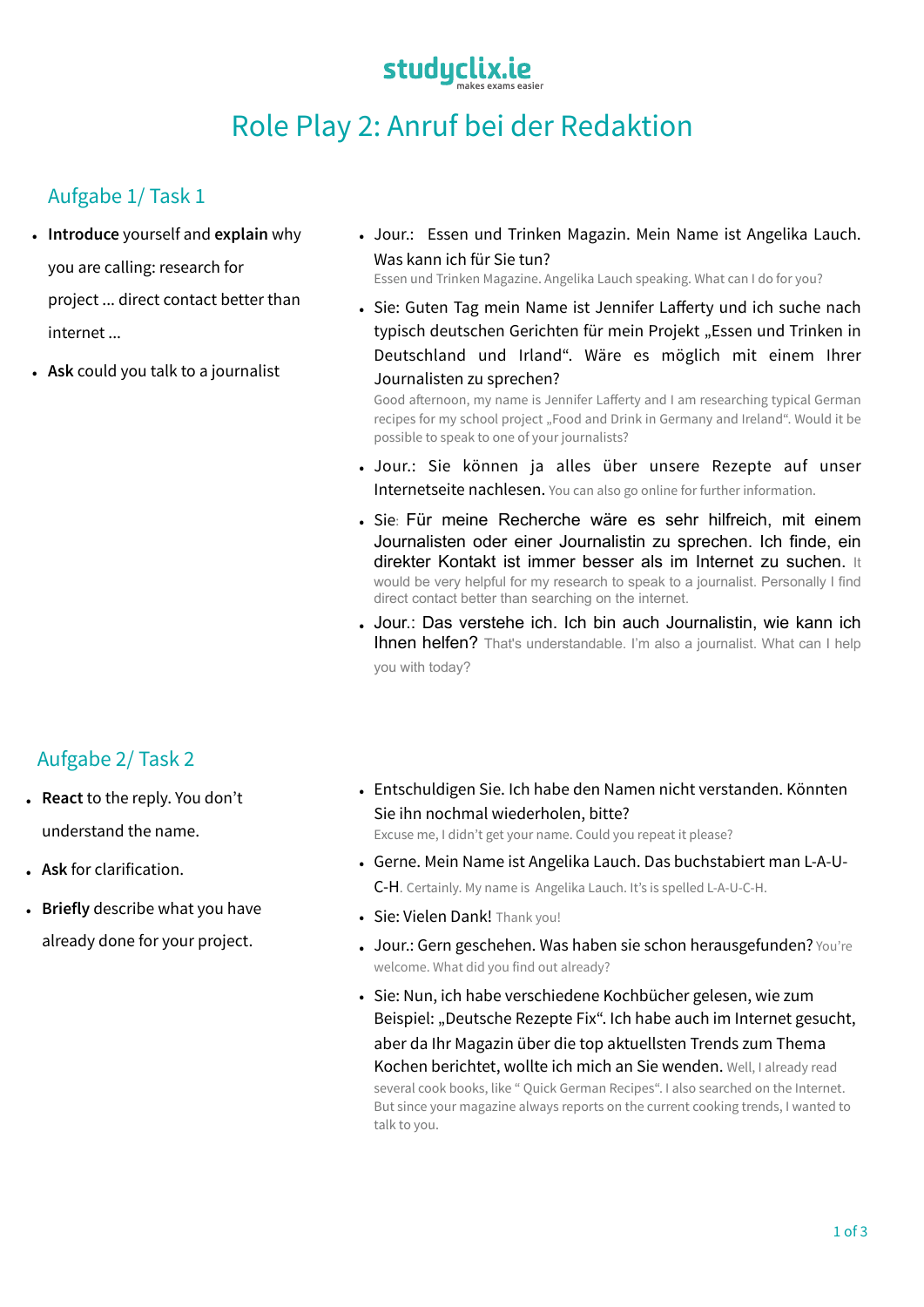# Role Play 2: Anruf bei der Redaktion

## Aufgabe 1/ Task 1

- **Introduce** yourself and **explain** why you are calling: research for project ... direct contact better than internet ...
- **Ask** could you talk to a journalist

- Jour.: Essen und Trinken Magazin. Mein Name ist Angelika Lauch. Was kann ich für Sie tun?
  Essen und Trinken Magazine. Angelika Lauch speaking. What can I do for you?
- Sie: Guten Tag mein Name ist Jennifer Lafferty und ich suche nach typisch deutschen Gerichten für mein Projekt „Essen und Trinken in Deutschland und Irland". Wäre es möglich mit einem Ihrer Journalisten zu sprechen?
  Good afternoon, my name is Jennifer Lafferty and I am researching typical German recipes for my school project „Food and Drink in Germany and Ireland". Would it be possible to speak to one of your journalists?
- Jour.: Sie können ja alles über unsere Rezepte auf unser Internetseite nachlesen. You can also go online for further information.
- Sie: Für meine Recherche wäre es sehr hilfreich, mit einem Journalisten oder einer Journalistin zu sprechen. Ich finde, ein direkter Kontakt ist immer besser als im Internet zu suchen. It would be very helpful for my research to speak to a journalist. Personally I find direct contact better than searching on the internet.
- Jour.: Das verstehe ich. Ich bin auch Journalistin, wie kann ich Ihnen helfen? That's understandable. I'm also a journalist. What can I help you with today?

## Aufgabe 2/ Task 2

- **React** to the reply. You don't understand the name.
- **Ask** for clarification.
- **Briefly** describe what you have already done for your project.

- Entschuldigen Sie. Ich habe den Namen nicht verstanden. Könnten Sie ihn nochmal wiederholen, bitte?
  Excuse me, I didn't get your name. Could you repeat it please?
- Gerne. Mein Name ist Angelika Lauch. Das buchstabiert man L-A-U-C-H. Certainly. My name is Angelika Lauch. It's is spelled L-A-U-C-H.
- Sie: Vielen Dank! Thank you!
- Jour.: Gern geschehen. Was haben sie schon herausgefunden? You're welcome. What did you find out already?
- Sie: Nun, ich habe verschiedene Kochbücher gelesen, wie zum Beispiel: „Deutsche Rezepte Fix". Ich habe auch im Internet gesucht, aber da Ihr Magazin über die top aktuellsten Trends zum Thema Kochen berichtet, wollte ich mich an Sie wenden. Well, I already read several cook books, like " Quick German Recipes". I also searched on the Internet. But since your magazine always reports on the current cooking trends, I wanted to talk to you.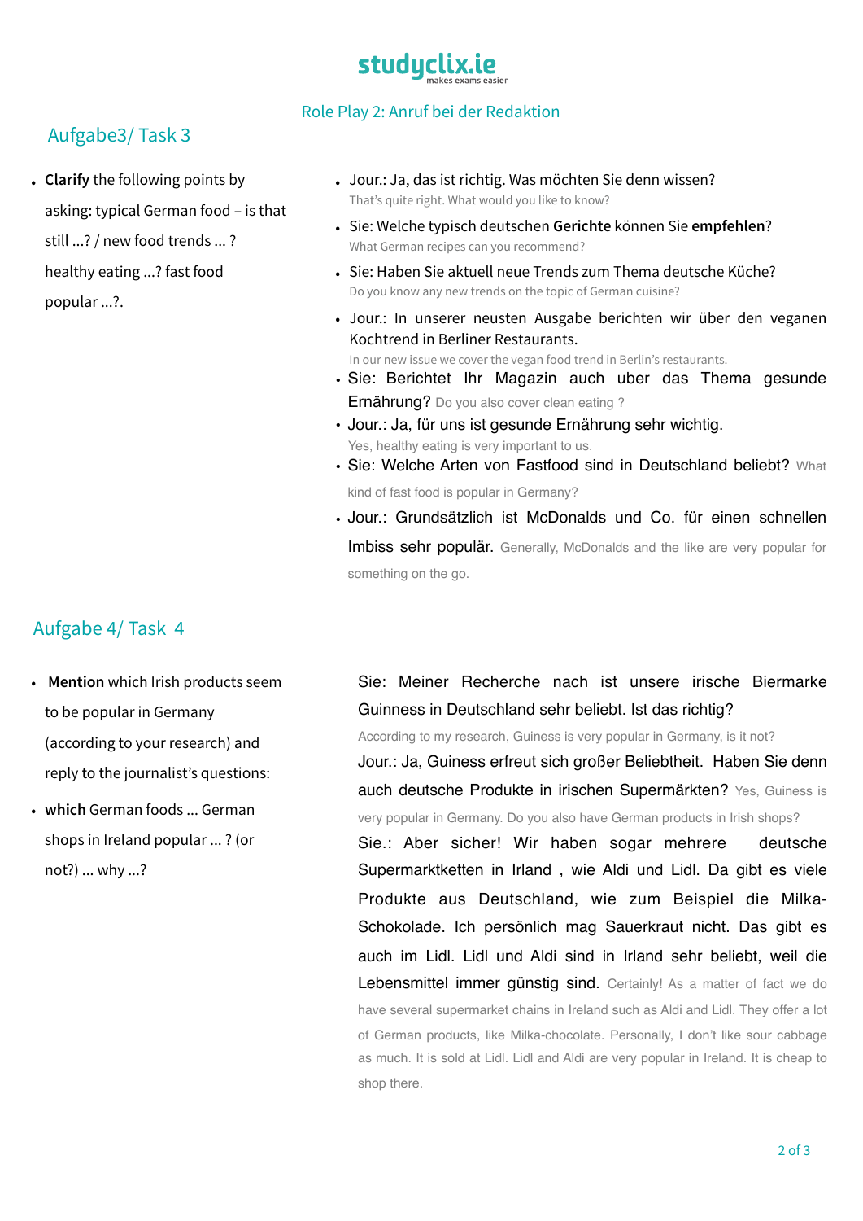## Role Play 2: Anruf bei der Redaktion

## Aufgabe3/ Task 3

- **Clarify** the following points by asking: typical German food – is that still ...? / new food trends ... ? healthy eating ...? fast food popular ...?.

- Jour.: Ja, das ist richtig. Was möchten Sie denn wissen?
  That's quite right. What would you like to know?
- Sie: Welche typisch deutschen **Gerichte** können Sie **empfehlen**?
  What German recipes can you recommend?
- Sie: Haben Sie aktuell neue Trends zum Thema deutsche Küche?
  Do you know any new trends on the topic of German cuisine?
- Jour.: In unserer neusten Ausgabe berichten wir über den veganen Kochtrend in Berliner Restaurants.
  In our new issue we cover the vegan food trend in Berlin's restaurants.
- Sie: Berichtet Ihr Magazin auch uber das Thema gesunde Ernährung? Do you also cover clean eating ?
- Jour.: Ja, für uns ist gesunde Ernährung sehr wichtig.
  Yes, healthy eating is very important to us.
- Sie: Welche Arten von Fastfood sind in Deutschland beliebt? What kind of fast food is popular in Germany?
- Jour.: Grundsätzlich ist McDonalds und Co. für einen schnellen Imbiss sehr populär. Generally, McDonalds and the like are very popular for something on the go.

## Aufgabe 4/ Task 4

- **Mention** which Irish products seem to be popular in Germany (according to your research) and reply to the journalist's questions:
- **which** German foods ... German shops in Ireland popular ... ? (or not?) ... why ...?

Sie: Meiner Recherche nach ist unsere irische Biermarke Guinness in Deutschland sehr beliebt. Ist das richtig?
According to my research, Guiness is very popular in Germany, is it not?
Jour.: Ja, Guiness erfreut sich großer Beliebtheit. Haben Sie denn auch deutsche Produkte in irischen Supermärkten? Yes, Guiness is very popular in Germany. Do you also have German products in Irish shops?
Sie.: Aber sicher! Wir haben sogar mehrere deutsche Supermarktketten in Irland , wie Aldi und Lidl. Da gibt es viele Produkte aus Deutschland, wie zum Beispiel die Milka-Schokolade. Ich persönlich mag Sauerkraut nicht. Das gibt es auch im Lidl. Lidl und Aldi sind in Irland sehr beliebt, weil die Lebensmittel immer günstig sind. Certainly! As a matter of fact we do have several supermarket chains in Ireland such as Aldi and Lidl. They offer a lot of German products, like Milka-chocolate. Personally, I don't like sour cabbage as much. It is sold at Lidl. Lidl and Aldi are very popular in Ireland. It is cheap to shop there.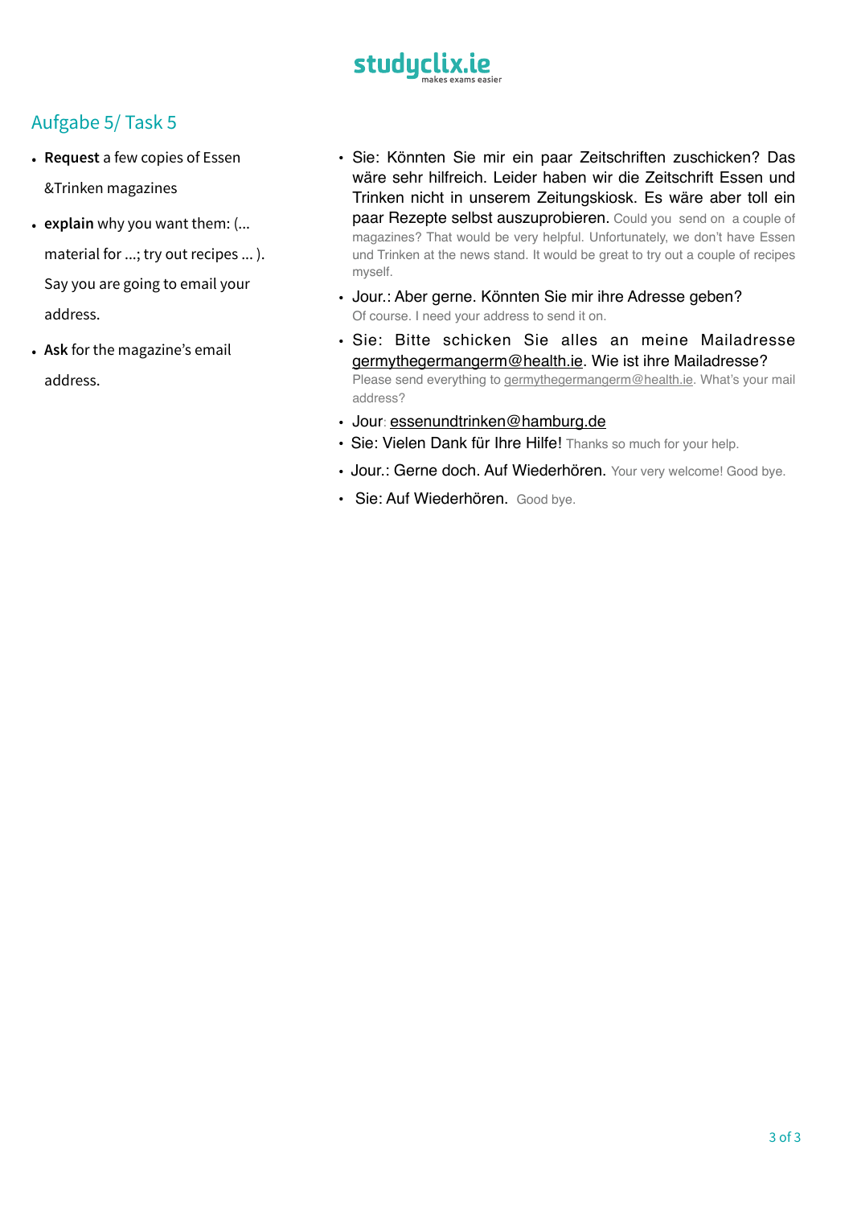## Aufgabe 5/ Task 5

- **Request** a few copies of Essen &Trinken magazines
- **explain** why you want them: (... material for ...; try out recipes ... ). Say you are going to email your address.
- **Ask** for the magazine's email address.

- Sie: Könnten Sie mir ein paar Zeitschriften zuschicken? Das wäre sehr hilfreich. Leider haben wir die Zeitschrift Essen und Trinken nicht in unserem Zeitungskiosk. Es wäre aber toll ein paar Rezepte selbst auszuprobieren. Could you send on a couple of magazines? That would be very helpful. Unfortunately, we don't have Essen und Trinken at the news stand. It would be great to try out a couple of recipes myself.
- Jour.: Aber gerne. Könnten Sie mir ihre Adresse geben? Of course. I need your address to send it on.
- Sie: Bitte schicken Sie alles an meine Mailadresse germythegermangerm@health.ie. Wie ist ihre Mailadresse? Please send everything to germythegermangerm@health.ie. What's your mail address?
- Jour: essenundtrinken@hamburg.de
- Sie: Vielen Dank für Ihre Hilfe! Thanks so much for your help.
- Jour.: Gerne doch. Auf Wiederhören. Your very welcome! Good bye.
- Sie: Auf Wiederhören. Good bye.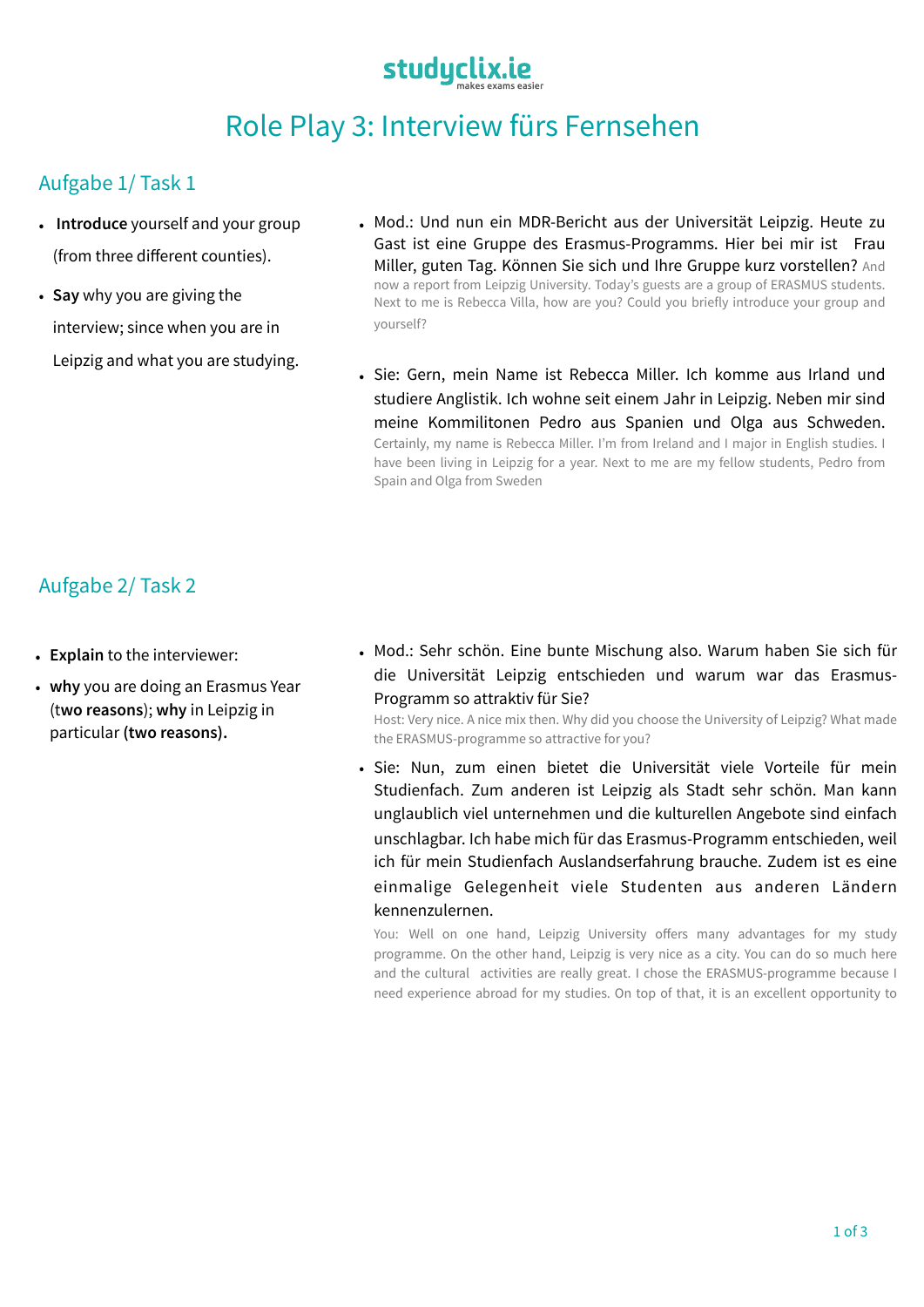# Role Play 3: Interview fürs Fernsehen

## Aufgabe 1/ Task 1

- **Introduce** yourself and your group (from three different counties).
- **Say** why you are giving the interview; since when you are in Leipzig and what you are studying.

- Mod.: Und nun ein MDR-Bericht aus der Universität Leipzig. Heute zu Gast ist eine Gruppe des Erasmus-Programms. Hier bei mir ist Frau Miller, guten Tag. Können Sie sich und Ihre Gruppe kurz vorstellen? And now a report from Leipzig University. Today's guests are a group of ERASMUS students. Next to me is Rebecca Villa, how are you? Could you briefly introduce your group and yourself?

- Sie: Gern, mein Name ist Rebecca Miller. Ich komme aus Irland und studiere Anglistik. Ich wohne seit einem Jahr in Leipzig. Neben mir sind meine Kommilitonen Pedro aus Spanien und Olga aus Schweden. Certainly, my name is Rebecca Miller. I'm from Ireland and I major in English studies. I have been living in Leipzig for a year. Next to me are my fellow students, Pedro from Spain and Olga from Sweden

## Aufgabe 2/ Task 2

- **Explain** to the interviewer:
- **why** you are doing an Erasmus Year (**two reasons**); **why** in Leipzig in particular **(two reasons).**

- Mod.: Sehr schön. Eine bunte Mischung also. Warum haben Sie sich für die Universität Leipzig entschieden und warum war das Erasmus-Programm so attraktiv für Sie?
  Host: Very nice. A nice mix then. Why did you choose the University of Leipzig? What made the ERASMUS-programme so attractive for you?

- Sie: Nun, zum einen bietet die Universität viele Vorteile für mein Studienfach. Zum anderen ist Leipzig als Stadt sehr schön. Man kann unglaublich viel unternehmen und die kulturellen Angebote sind einfach unschlagbar. Ich habe mich für das Erasmus-Programm entschieden, weil ich für mein Studienfach Auslandserfahrung brauche. Zudem ist es eine einmalige Gelegenheit viele Studenten aus anderen Ländern kennenzulernen.
  You: Well on one hand, Leipzig University offers many advantages for my study programme. On the other hand, Leipzig is very nice as a city. You can do so much here and the cultural activities are really great. I chose the ERASMUS-programme because I need experience abroad for my studies. On top of that, it is an excellent opportunity to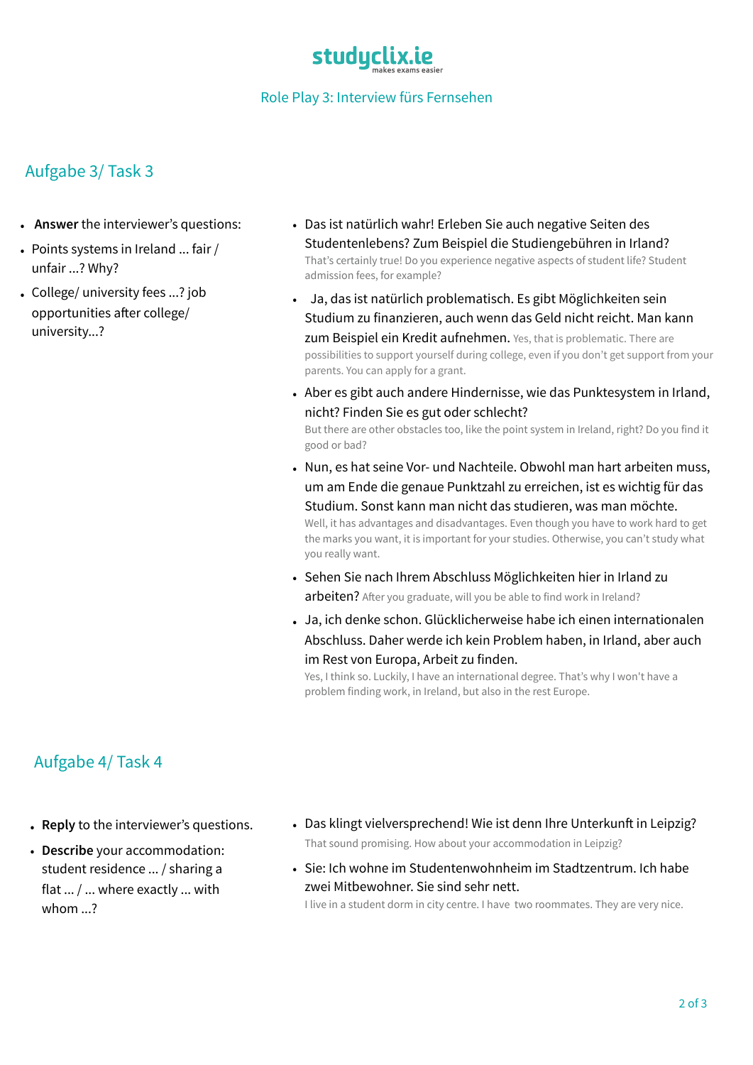Role Play 3: Interview fürs Fernsehen

## Aufgabe 3/ Task 3

- **Answer** the interviewer's questions:
- Points systems in Ireland ... fair / unfair ...? Why?
- College/ university fees ...? job opportunities after college/ university...?

- Das ist natürlich wahr! Erleben Sie auch negative Seiten des Studentenlebens? Zum Beispiel die Studiengebühren in Irland?
  That's certainly true! Do you experience negative aspects of student life? Student admission fees, for example?
- Ja, das ist natürlich problematisch. Es gibt Möglichkeiten sein Studium zu finanzieren, auch wenn das Geld nicht reicht. Man kann zum Beispiel ein Kredit aufnehmen. Yes, that is problematic. There are possibilities to support yourself during college, even if you don't get support from your parents. You can apply for a grant.
- Aber es gibt auch andere Hindernisse, wie das Punktesystem in Irland, nicht? Finden Sie es gut oder schlecht?
  But there are other obstacles too, like the point system in Ireland, right? Do you find it good or bad?
- Nun, es hat seine Vor- und Nachteile. Obwohl man hart arbeiten muss, um am Ende die genaue Punktzahl zu erreichen, ist es wichtig für das Studium. Sonst kann man nicht das studieren, was man möchte.
  Well, it has advantages and disadvantages. Even though you have to work hard to get the marks you want, it is important for your studies. Otherwise, you can't study what you really want.
- Sehen Sie nach Ihrem Abschluss Möglichkeiten hier in Irland zu arbeiten? After you graduate, will you be able to find work in Ireland?
- Ja, ich denke schon. Glücklicherweise habe ich einen internationalen Abschluss. Daher werde ich kein Problem haben, in Irland, aber auch im Rest von Europa, Arbeit zu finden.
  Yes, I think so. Luckily, I have an international degree. That's why I won't have a problem finding work, in Ireland, but also in the rest Europe.

## Aufgabe 4/ Task 4

- **Reply** to the interviewer's questions.
- **Describe** your accommodation: student residence ... / sharing a flat ... / ... where exactly ... with whom ...?

- Das klingt vielversprechend! Wie ist denn Ihre Unterkunft in Leipzig?
  That sound promising. How about your accommodation in Leipzig?
- Sie: Ich wohne im Studentenwohnheim im Stadtzentrum. Ich habe zwei Mitbewohner. Sie sind sehr nett.
  I live in a student dorm in city centre. I have two roommates. They are very nice.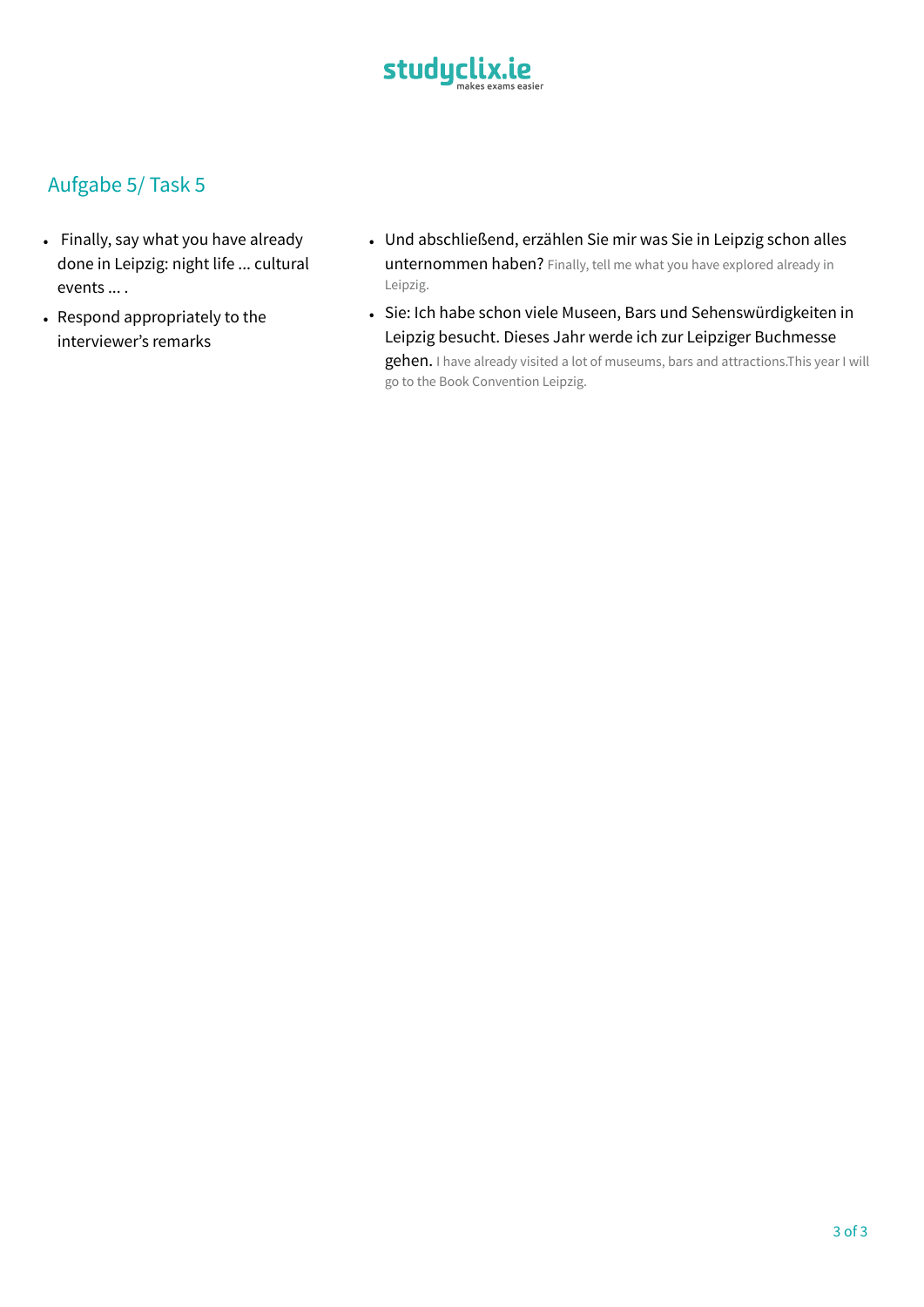## Aufgabe 5/ Task 5

- Finally, say what you have already done in Leipzig: night life ... cultural events ... .
- Respond appropriately to the interviewer's remarks

- Und abschließend, erzählen Sie mir was Sie in Leipzig schon alles unternommen haben? Finally, tell me what you have explored already in Leipzig.
- Sie: Ich habe schon viele Museen, Bars und Sehenswürdigkeiten in Leipzig besucht. Dieses Jahr werde ich zur Leipziger Buchmesse gehen. I have already visited a lot of museums, bars and attractions.This year I will go to the Book Convention Leipzig.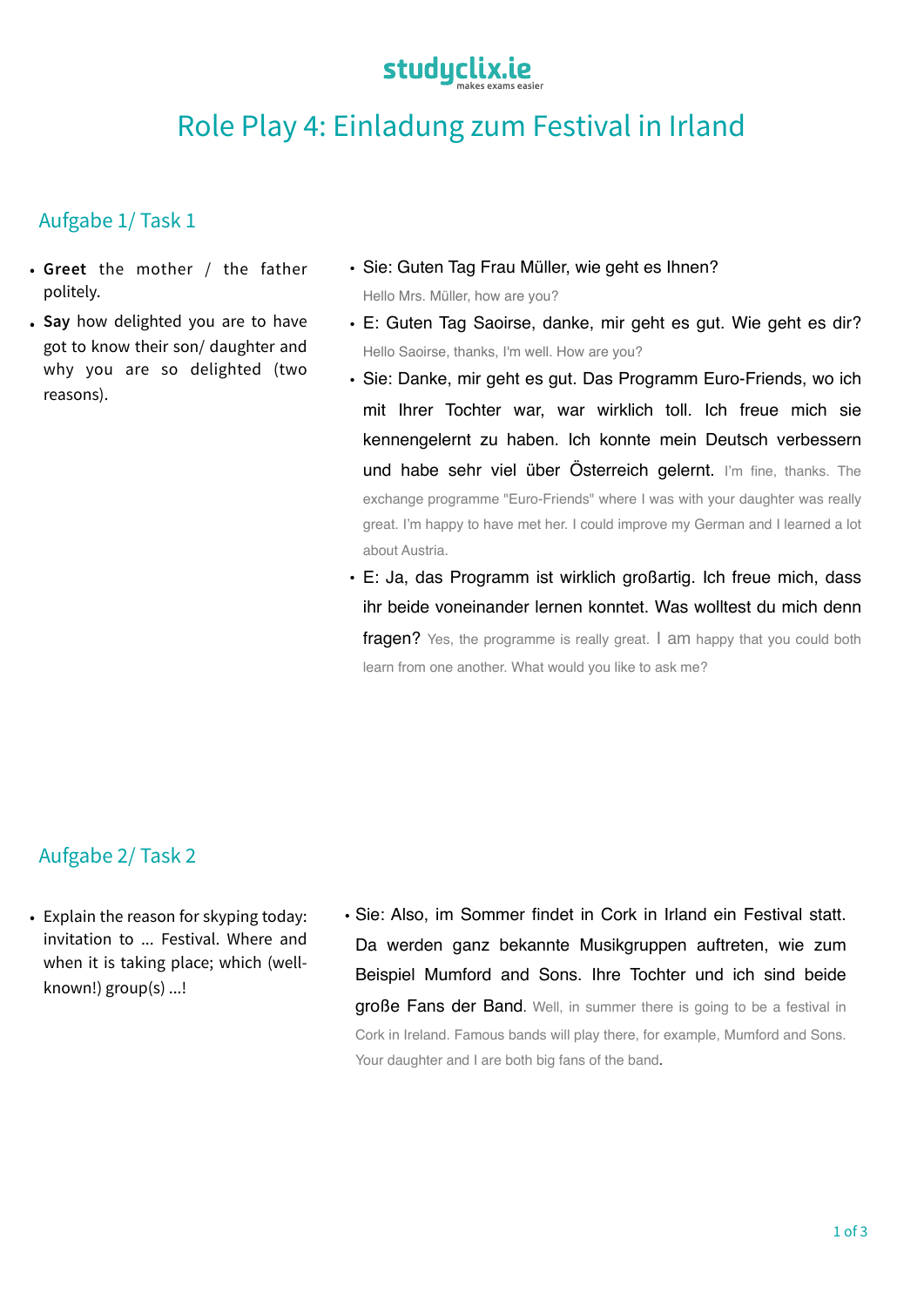# Role Play 4: Einladung zum Festival in Irland

## Aufgabe 1/ Task 1

- **Greet** the mother / the father politely.
- **Say** how delighted you are to have got to know their son/ daughter and why you are so delighted (two reasons).

- Sie: Guten Tag Frau Müller, wie geht es Ihnen?
  Hello Mrs. Müller, how are you?
- E: Guten Tag Saoirse, danke, mir geht es gut. Wie geht es dir?
  Hello Saoirse, thanks, I'm well. How are you?
- Sie: Danke, mir geht es gut. Das Programm Euro-Friends, wo ich mit Ihrer Tochter war, war wirklich toll. Ich freue mich sie kennengelernt zu haben. Ich konnte mein Deutsch verbessern und habe sehr viel über Österreich gelernt. I'm fine, thanks. The exchange programme "Euro-Friends" where I was with your daughter was really great. I'm happy to have met her. I could improve my German and I learned a lot about Austria.
- E: Ja, das Programm ist wirklich großartig. Ich freue mich, dass ihr beide voneinander lernen konntet. Was wolltest du mich denn fragen? Yes, the programme is really great. I am happy that you could both learn from one another. What would you like to ask me?

## Aufgabe 2/ Task 2

- Explain the reason for skyping today: invitation to ... Festival. Where and when it is taking place; which (well-known!) group(s) ...!

- Sie: Also, im Sommer findet in Cork in Irland ein Festival statt. Da werden ganz bekannte Musikgruppen auftreten, wie zum Beispiel Mumford and Sons. Ihre Tochter und ich sind beide große Fans der Band. Well, in summer there is going to be a festival in Cork in Ireland. Famous bands will play there, for example, Mumford and Sons. Your daughter and I are both big fans of the band.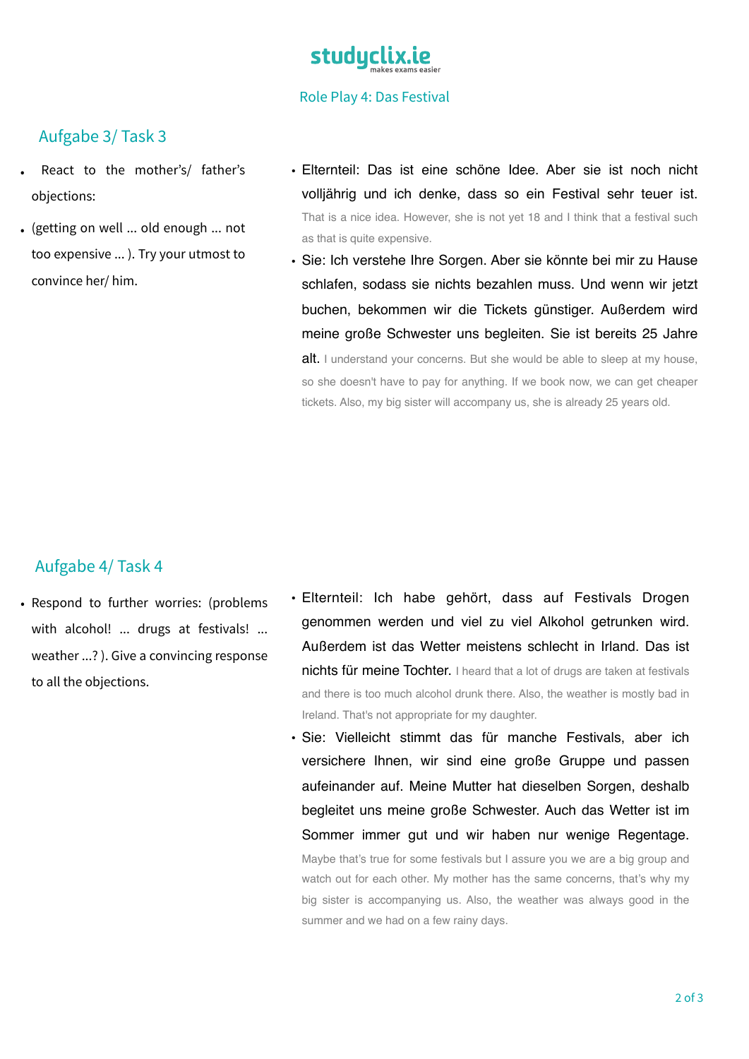Role Play 4: Das Festival

## Aufgabe 3/ Task 3

- React to the mother's/ father's objections:
- (getting on well ... old enough ... not too expensive ... ). Try your utmost to convince her/ him.

- Elternteil: Das ist eine schöne Idee. Aber sie ist noch nicht volljährig und ich denke, dass so ein Festival sehr teuer ist. That is a nice idea. However, she is not yet 18 and I think that a festival such as that is quite expensive.
- Sie: Ich verstehe Ihre Sorgen. Aber sie könnte bei mir zu Hause schlafen, sodass sie nichts bezahlen muss. Und wenn wir jetzt buchen, bekommen wir die Tickets günstiger. Außerdem wird meine große Schwester uns begleiten. Sie ist bereits 25 Jahre alt. I understand your concerns. But she would be able to sleep at my house, so she doesn't have to pay for anything. If we book now, we can get cheaper tickets. Also, my big sister will accompany us, she is already 25 years old.

## Aufgabe 4/ Task 4

- Respond to further worries: (problems with alcohol! ... drugs at festivals! ... weather ...? ). Give a convincing response to all the objections.

- Elternteil: Ich habe gehört, dass auf Festivals Drogen genommen werden und viel zu viel Alkohol getrunken wird. Außerdem ist das Wetter meistens schlecht in Irland. Das ist nichts für meine Tochter. I heard that a lot of drugs are taken at festivals and there is too much alcohol drunk there. Also, the weather is mostly bad in Ireland. That's not appropriate for my daughter.
- Sie: Vielleicht stimmt das für manche Festivals, aber ich versichere Ihnen, wir sind eine große Gruppe und passen aufeinander auf. Meine Mutter hat dieselben Sorgen, deshalb begleitet uns meine große Schwester. Auch das Wetter ist im Sommer immer gut und wir haben nur wenige Regentage. Maybe that's true for some festivals but I assure you we are a big group and watch out for each other. My mother has the same concerns, that's why my big sister is accompanying us. Also, the weather was always good in the summer and we had on a few rainy days.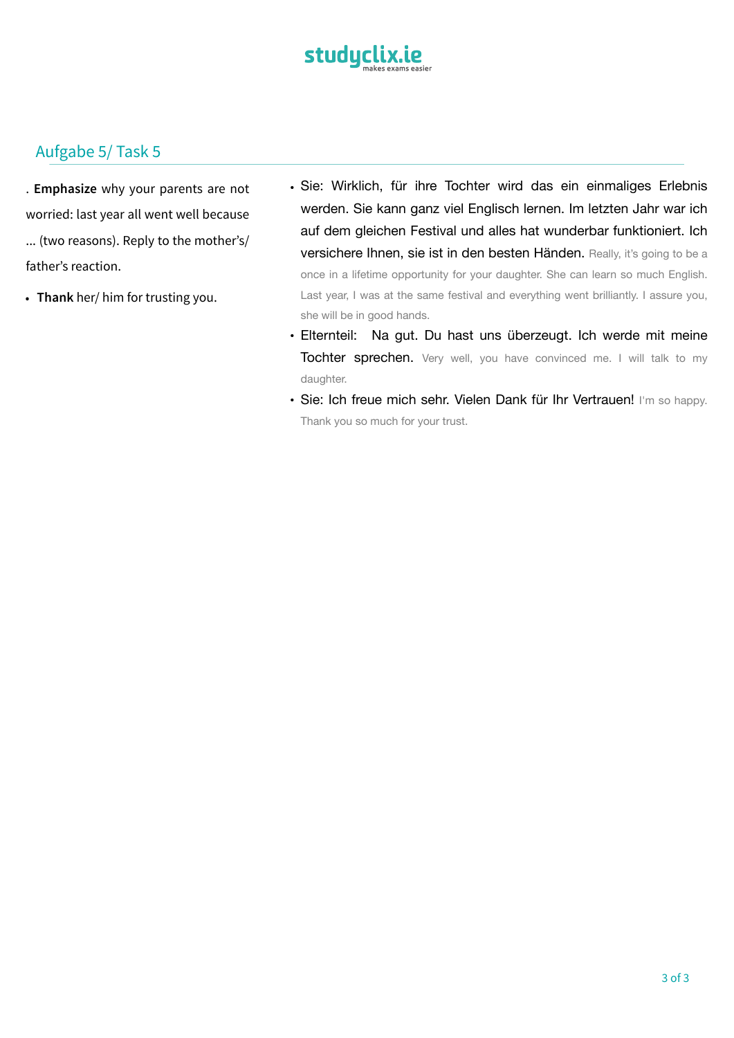## Aufgabe 5/ Task 5

. **Emphasize** why your parents are not worried: last year all went well because ... (two reasons). Reply to the mother's/ father's reaction.

- **Thank** her/ him for trusting you.

- Sie: Wirklich, für ihre Tochter wird das ein einmaliges Erlebnis werden. Sie kann ganz viel Englisch lernen. Im letzten Jahr war ich auf dem gleichen Festival und alles hat wunderbar funktioniert. Ich versichere Ihnen, sie ist in den besten Händen. Really, it's going to be a once in a lifetime opportunity for your daughter. She can learn so much English. Last year, I was at the same festival and everything went brilliantly. I assure you, she will be in good hands.
- Elternteil: Na gut. Du hast uns überzeugt. Ich werde mit meine Tochter sprechen. Very well, you have convinced me. I will talk to my daughter.
- Sie: Ich freue mich sehr. Vielen Dank für Ihr Vertrauen! I'm so happy. Thank you so much for your trust.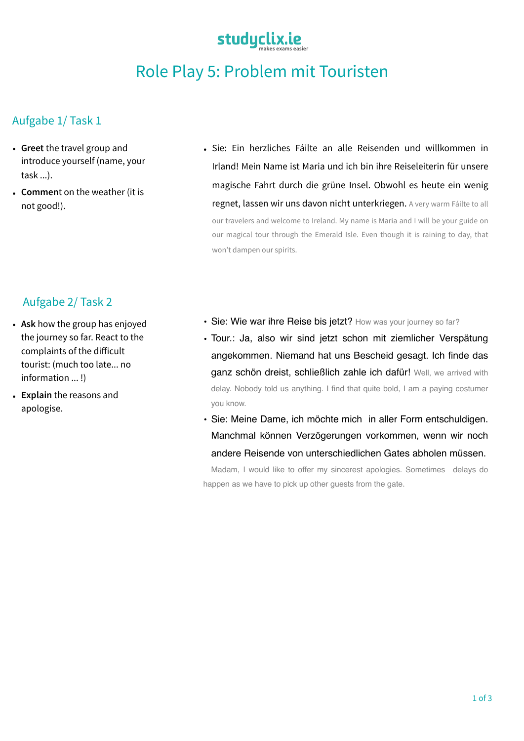# Role Play 5: Problem mit Touristen

## Aufgabe 1/ Task 1

- **Greet** the travel group and introduce yourself (name, your task ...).
- **Comment** on the weather (it is not good!).

- Sie: Ein herzliches Fáilte an alle Reisenden und willkommen in Irland! Mein Name ist Maria und ich bin ihre Reiseleiterin für unsere magische Fahrt durch die grüne Insel. Obwohl es heute ein wenig regnet, lassen wir uns davon nicht unterkriegen. A very warm Fáilte to all our travelers and welcome to Ireland. My name is Maria and I will be your guide on our magical tour through the Emerald Isle. Even though it is raining to day, that won't dampen our spirits.

## Aufgabe 2/ Task 2

- **Ask** how the group has enjoyed the journey so far. React to the complaints of the difficult tourist: (much too late... no information ... !)
- **Explain** the reasons and apologise.

- Sie: Wie war ihre Reise bis jetzt? How was your journey so far?
- Tour.: Ja, also wir sind jetzt schon mit ziemlicher Verspätung angekommen. Niemand hat uns Bescheid gesagt. Ich finde das ganz schön dreist, schließlich zahle ich dafür! Well, we arrived with delay. Nobody told us anything. I find that quite bold, I am a paying costumer you know.
- Sie: Meine Dame, ich möchte mich in aller Form entschuldigen. Manchmal können Verzögerungen vorkommen, wenn wir noch andere Reisende von unterschiedlichen Gates abholen müssen. Madam, I would like to offer my sincerest apologies. Sometimes delays do happen as we have to pick up other guests from the gate.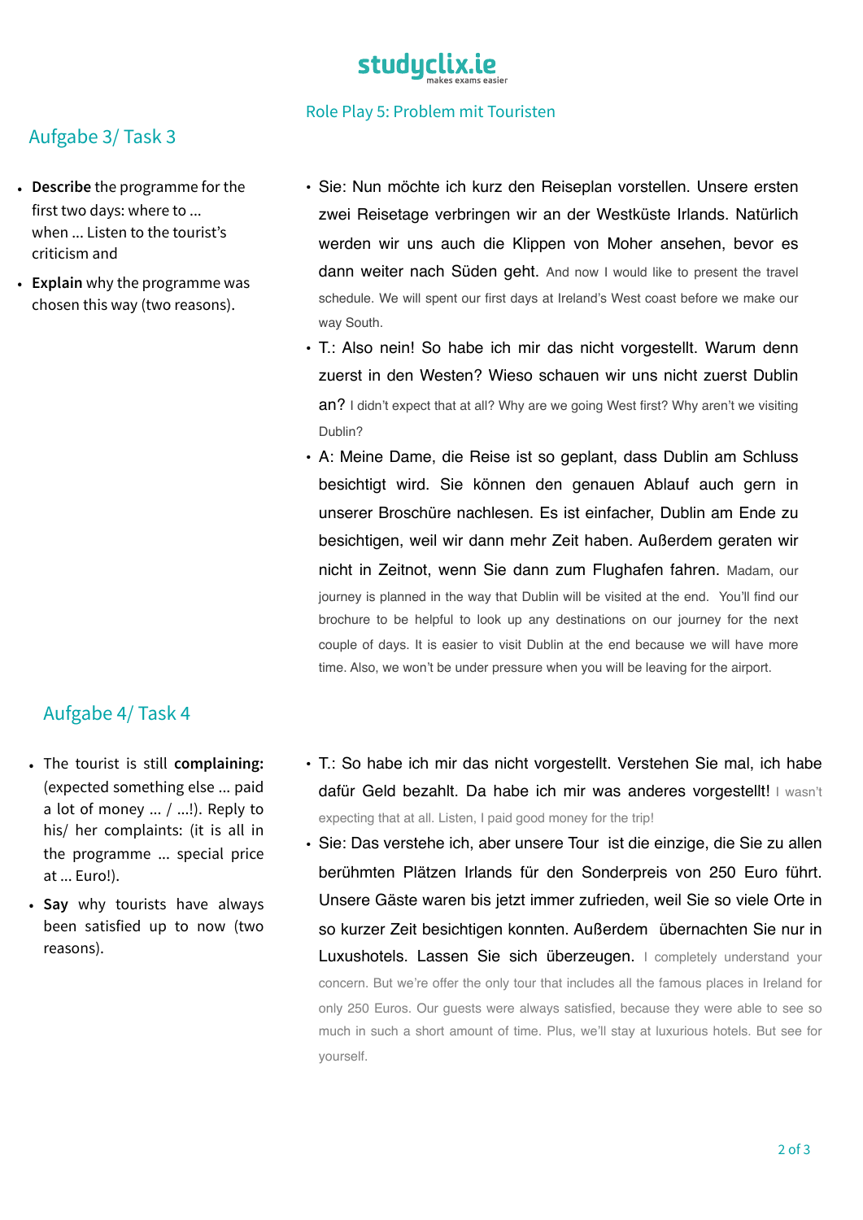## Role Play 5: Problem mit Touristen

### Aufgabe 3/ Task 3

- **Describe** the programme for the first two days: where to ... when ... Listen to the tourist's criticism and
- **Explain** why the programme was chosen this way (two reasons).

- Sie: Nun möchte ich kurz den Reiseplan vorstellen. Unsere ersten zwei Reisetage verbringen wir an der Westküste Irlands. Natürlich werden wir uns auch die Klippen von Moher ansehen, bevor es dann weiter nach Süden geht. And now I would like to present the travel schedule. We will spent our first days at Ireland's West coast before we make our way South.
- T.: Also nein! So habe ich mir das nicht vorgestellt. Warum denn zuerst in den Westen? Wieso schauen wir uns nicht zuerst Dublin an? I didn't expect that at all? Why are we going West first? Why aren't we visiting Dublin?
- A: Meine Dame, die Reise ist so geplant, dass Dublin am Schluss besichtigt wird. Sie können den genauen Ablauf auch gern in unserer Broschüre nachlesen. Es ist einfacher, Dublin am Ende zu besichtigen, weil wir dann mehr Zeit haben. Außerdem geraten wir nicht in Zeitnot, wenn Sie dann zum Flughafen fahren. Madam, our journey is planned in the way that Dublin will be visited at the end. You'll find our brochure to be helpful to look up any destinations on our journey for the next couple of days. It is easier to visit Dublin at the end because we will have more time. Also, we won't be under pressure when you will be leaving for the airport.

### Aufgabe 4/ Task 4

- The tourist is still **complaining:** (expected something else ... paid a lot of money ... / ...!). Reply to his/ her complaints: (it is all in the programme ... special price at ... Euro!).
- **Say** why tourists have always been satisfied up to now (two reasons).

- T.: So habe ich mir das nicht vorgestellt. Verstehen Sie mal, ich habe dafür Geld bezahlt. Da habe ich mir was anderes vorgestellt! I wasn't expecting that at all. Listen, I paid good money for the trip!
- Sie: Das verstehe ich, aber unsere Tour ist die einzige, die Sie zu allen berühmten Plätzen Irlands für den Sonderpreis von 250 Euro führt. Unsere Gäste waren bis jetzt immer zufrieden, weil Sie so viele Orte in so kurzer Zeit besichtigen konnten. Außerdem übernachten Sie nur in Luxushotels. Lassen Sie sich überzeugen. I completely understand your concern. But we're offer the only tour that includes all the famous places in Ireland for only 250 Euros. Our guests were always satisfied, because they were able to see so much in such a short amount of time. Plus, we'll stay at luxurious hotels. But see for yourself.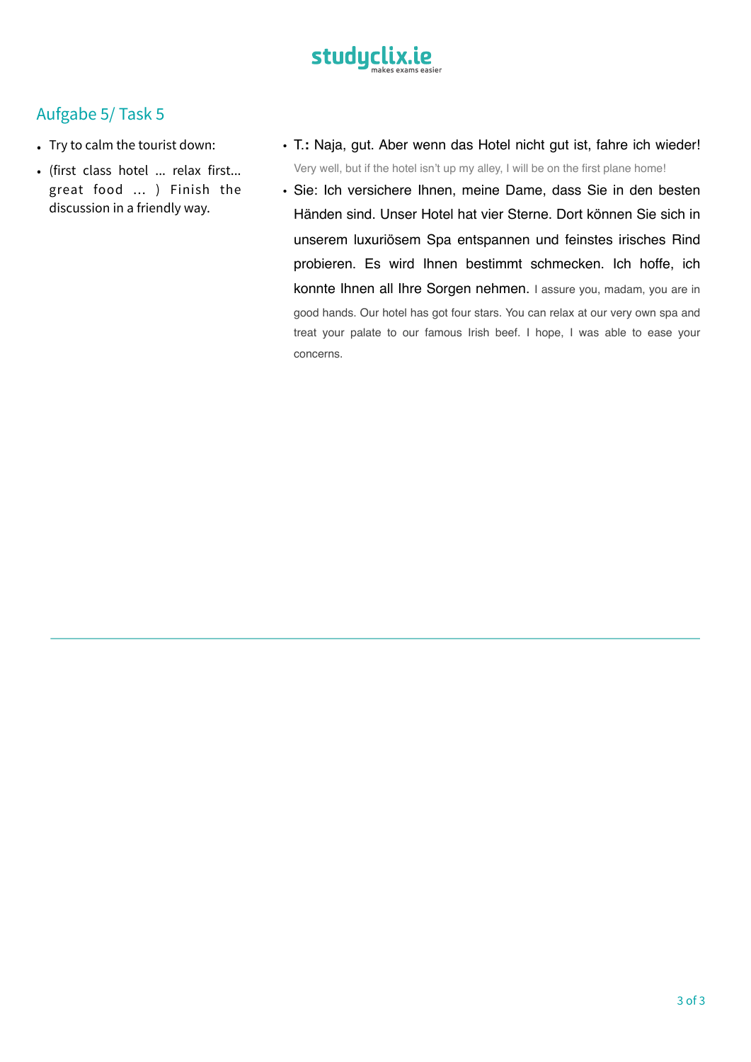## Aufgabe 5/ Task 5

- Try to calm the tourist down:
- (first class hotel … relax first… great food … ) Finish the discussion in a friendly way.

- **T.:** Naja, gut. Aber wenn das Hotel nicht gut ist, fahre ich wieder!
  Very well, but if the hotel isn't up my alley, I will be on the first plane home!
- Sie: Ich versichere Ihnen, meine Dame, dass Sie in den besten Händen sind. Unser Hotel hat vier Sterne. Dort können Sie sich in unserem luxuriösem Spa entspannen und feinstes irisches Rind probieren. Es wird Ihnen bestimmt schmecken. Ich hoffe, ich konnte Ihnen all Ihre Sorgen nehmen. I assure you, madam, you are in good hands. Our hotel has got four stars. You can relax at our very own spa and treat your palate to our famous Irish beef. I hope, I was able to ease your concerns.